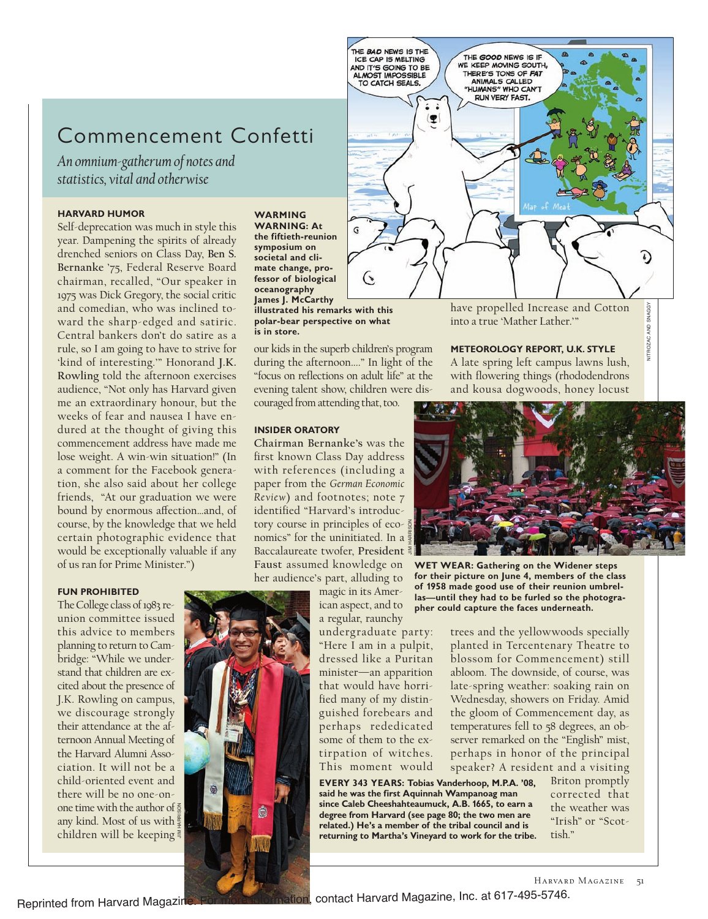# Commencement Confetti

*An omnium-gatherum of notes and statistics, vital and otherwise*

### HARVARD HUMOR

Self-deprecation was much in style this year. Dampening the spirits of already drenched seniors on Class Day, **Ben S. Bernanke** '75, Federal Reserve Board chairman, recalled, "Our speaker in 1975 was Dick Gregory, the social critic and comedian, who was inclined toward the sharp-edged and satiric. Central bankers don't do satire as a rule, so I am going to have to strive for 'kind of interesting.'" Honorand **J.K. Rowling** told the afternoon exercises audience, "Not only has Harvard given me an extraordinary honour, but the weeks of fear and nausea I have endured at the thought of giving this commencement address have made me lose weight. A win-win situation!" (In a comment for the Facebook generation, she also said about her college friends, "At our graduation we were bound by enormous affection…and, of course, by the knowledge that we held certain photographic evidence that would be exceptionally valuable if any of us ran for Prime Minister.")

### FUN PROHIBITED

The College class of 1983 reunion committee issued this advice to members planning to return to Cambridge: "While we understand that children are excited about the presence of J.K. Rowling on campus, we discourage strongly their attendance at the afternoon Annual Meeting of the Harvard Alumni Association. It will not be a child-oriented event and there will be no one-on-one time with the author of any kind. Most of us with children will be keeping our kids in the superb children's program during the afternoon…." In light of the "focus on reflections on adult life" at the evening talent show, children were discouraged from attending that, too.

**WARMING WARNING: At the fiftieth-reunion symposium on societal and climate change, professor of biological oceanography James J. McCarthy illustrated his remarks with this polar-bear perspective on what is in store.**

### INSIDER ORATORY

**Chairman Bernanke's** was the first known Class Day address with references (including a paper from the *German Economic Review*) and footnotes; note 7 identified "Harvard's introductory course in principles of economics" for the uninitiated. In a Baccalaureate twofer, **President Faust** assumed knowledge on her audience's part, alluding to magic in its American aspect, and to a regular, raunchy undergraduate party: "Here I am in a pulpit, dressed like a Puritan minister—an apparition that would have horrified many of my distinguished forebears and perhaps rededicated some of them to the extirpation of witches. This moment would have propelled Increase and Cotton into a true 'Mather Lather.'"

**EVERY 343 YEARS: Tobias Vanderhoop, M.P.A. '08, said he was the first Aquinnah Wampanoag man since Caleb Cheeshahteaumuck, A.B. 1665, to earn a degree from Harvard (see page 80; the two men are related.) He's a member of the tribal council and is returning to Martha's Vineyard to work for the tribe.**

### METEOROLOGY REPORT, U.K. STYLE

A late spring left campus lawns lush, with flowering things (rhododendrons and kousa dogwoods, honey locust trees and the yellowwoods specially planted in Tercentenary Theatre to blossom for Commencement) still abloom. The downside, of course, was late-spring weather: soaking rain on Wednesday, showers on Friday. Amid the gloom of Commencement day, as temperatures fell to 58 degrees, an observer remarked on the "English" mist, perhaps in honor of the principal speaker? A resident and a visiting Briton promptly corrected that the weather was "Irish" or "Scottish."

**WET WEAR: Gathering on the Widener steps for their picture on June 4, members of the class of 1958 made good use of their reunion umbrellas—until they had to be furled so the photographer could capture the faces underneath.**

Reprinted from Harvard Magazine. For more information, contact Harvard Magazine, Inc. at 617-495-5746.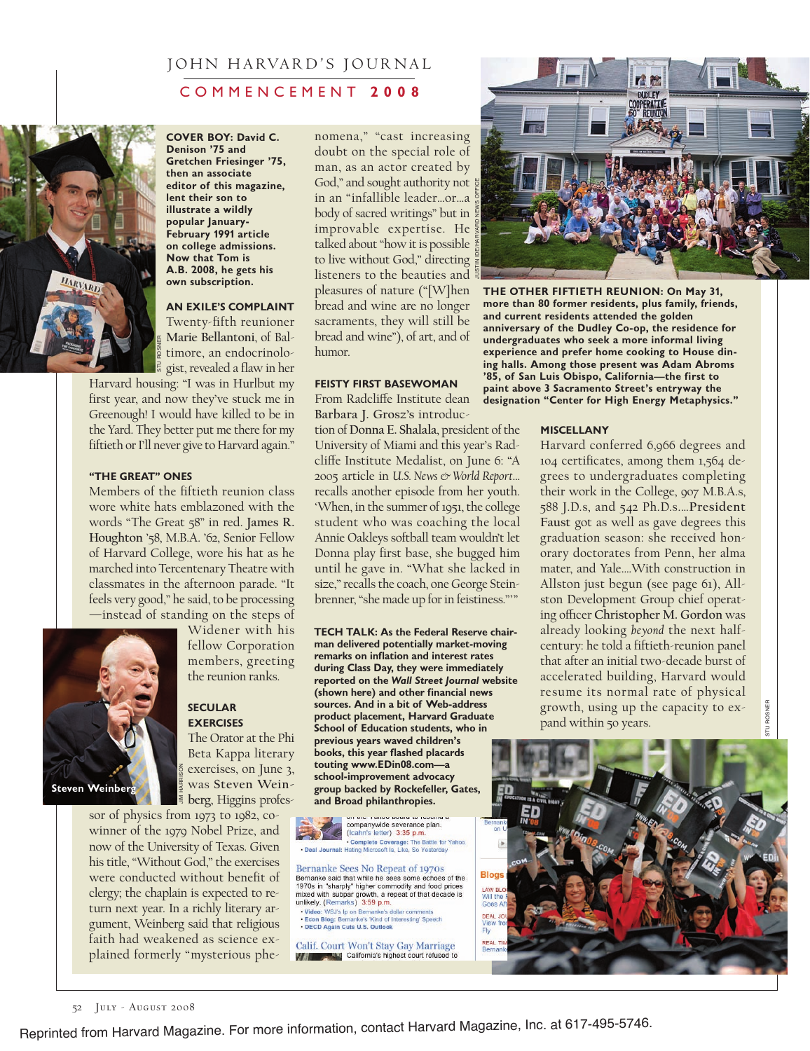# JOHN HARVARD'S JOURNAL

## COMMENCEMENT 2008

**COVER BOY: David C. Denison '75 and Gretchen Friesinger '75, then an associate editor of this magazine, lent their son to illustrate a wildly popular January-February 1991 article on college admissions. Now that Tom is A.B. 2008, he gets his own subscription.**

**AN EXILE'S COMPLAINT**

Twenty-fifth reunioner **Marie Bellantoni**, of Baltimore, an endocrinologist, revealed a flaw in her Harvard housing: "I was in Hurlbut my first year, and now they've stuck me in Greenough! I would have killed to be in the Yard. They better put me there for my fiftieth or I'll never give to Harvard again."

**"THE GREAT" ONES**

Members of the fiftieth reunion class wore white hats emblazoned with the words "The Great 58" in red. **James R. Houghton** '58, M.B.A. '62, Senior Fellow of Harvard College, wore his hat as he marched into Tercentenary Theatre with classmates in the afternoon parade. "It feels very good," he said, to be processing—instead of standing on the steps of Widener with his fellow Corporation members, greeting the reunion ranks.

Steven Weinberg

**SECULAR EXERCISES**

The Orator at the Phi Beta Kappa literary exercises, on June 3, was **Steven Weinberg**, Higgins professor of physics from 1973 to 1982, cowinner of the 1979 Nobel Prize, and now of the University of Texas. Given his title, "Without God," the exercises were conducted without benefit of clergy; the chaplain is expected to return next year. In a richly literary argument, Weinberg said that religious faith had weakened as science explained formerly "mysterious phenomena," "cast increasing doubt on the special role of man, as an actor created by God," and sought authority not in an "infallible leader…or…a body of sacred writings" but in improvable expertise. He talked about "how it is possible to live without God," directing listeners to the beauties and pleasures of nature ("[W]hen bread and wine are no longer sacraments, they will still be bread and wine"), of art, and of humor.

**FEISTY FIRST BASEWOMAN**

From Radcliffe Institute dean **Barbara J. Grosz**'s introduction of **Donna E. Shalala**, president of the University of Miami and this year's Radcliffe Institute Medalist, on June 6: "A 2005 article in *U.S. News & World Report*… recalls another episode from her youth. 'When, in the summer of 1951, the college student who was coaching the local Annie Oakleys softball team wouldn't let Donna play first base, she bugged him until he gave in. "What she lacked in size," recalls the coach, one George Steinbrenner, "she made up for in feistiness."'"

**TECH TALK: As the Federal Reserve chairman delivered potentially market-moving remarks on inflation and interest rates during Class Day, they were immediately reported on the *Wall Street Journal* website (shown here) and other financial news sources. And in a bit of Web-address product placement, Harvard Graduate School of Education students, who in previous years waved children's books, this year flashed placards touting www.EDin08.com—a school-improvement advocacy group backed by Rockefeller, Gates, and Broad philanthropies.**

**THE OTHER FIFTIETH REUNION: On May 31, more than 80 former residents, plus family, friends, and current residents attended the golden anniversary of the Dudley Co-op, the residence for undergraduates who seek a more informal living experience and prefer home cooking to House dining halls. Among those present was Adam Abroms '85, of San Luis Obispo, California—the first to paint above 3 Sacramento Street's entryway the designation "Center for High Energy Metaphysics."**

**MISCELLANY**

Harvard conferred 6,966 degrees and 104 certificates, among them 1,564 degrees to undergraduates completing their work in the College, 907 M.B.A.s, 588 J.D.s, and 542 Ph.D.s.…**President Faust** got as well as gave degrees this graduation season: she received honorary doctorates from Penn, her alma mater, and Yale.…With construction in Allston just begun (see page 61), Allston Development Group chief operating officer **Christopher M. Gordon** was already looking *beyond* the next half-century: he told a fiftieth-reunion panel that after an initial two-decade burst of accelerated building, Harvard would resume its normal rate of physical growth, using up the capacity to expand within 50 years.

Reprinted from Harvard Magazine. For more information, contact Harvard Magazine, Inc. at 617-495-5746.